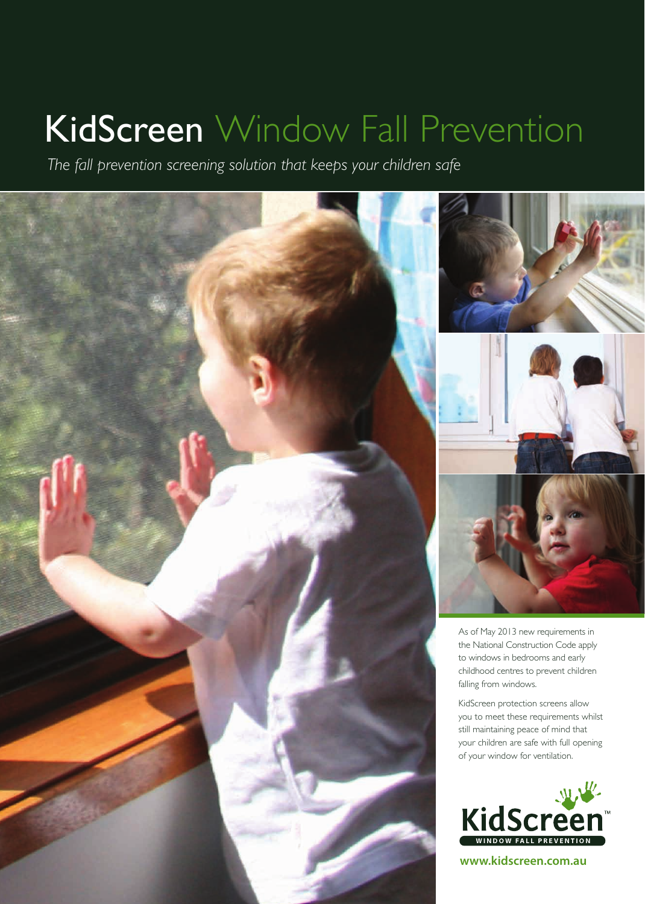# KidScreen Window Fall Prevention

*The fall prevention screening solution that keeps your children safe*

As of May 2013 new requirements in the National Construction Code apply to windows in bedrooms and early childhood centres to prevent children falling from windows.

KidScreen protection screens allow you to meet these requirements whilst still maintaining peace of mind that your children are safe with full opening of your window for ventilation.

KidScreen™
WINDOW FALL PREVENTION

**www.kidscreen.com.au**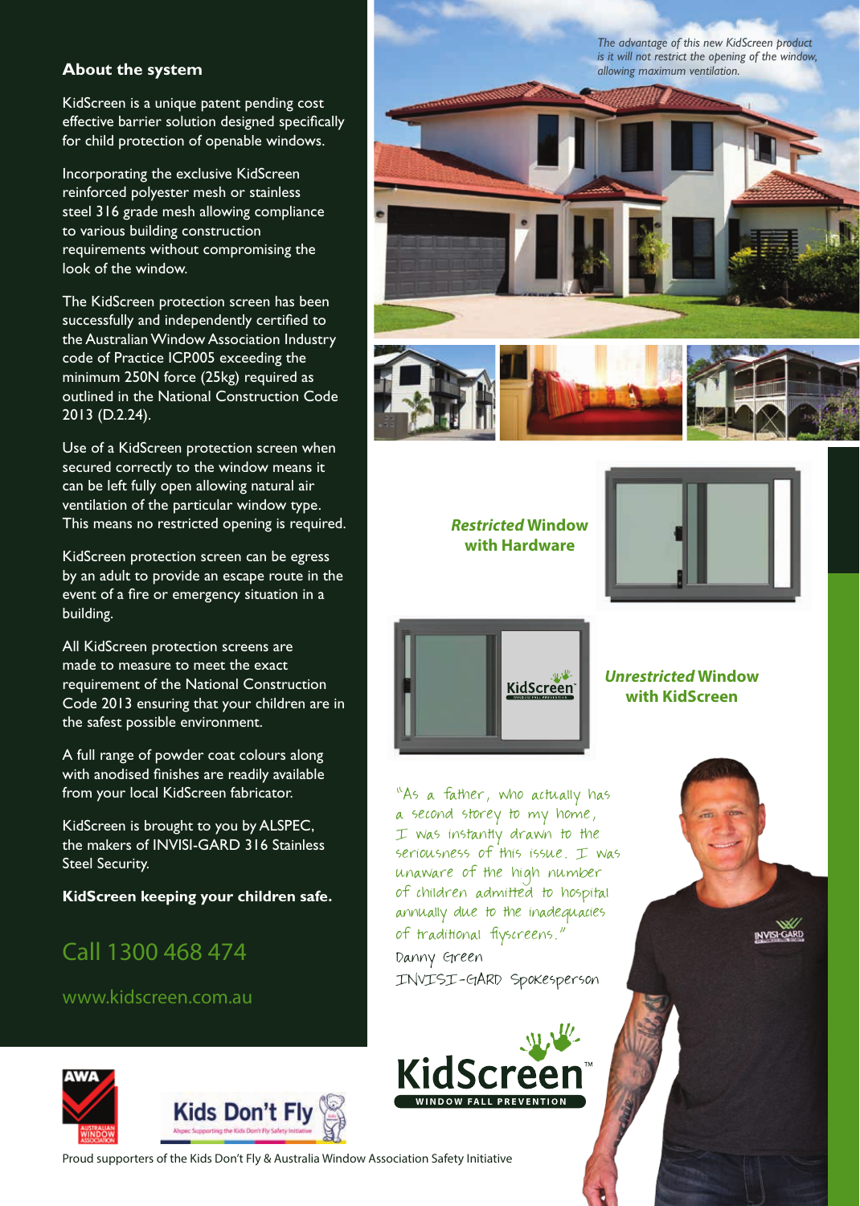## About the system

KidScreen is a unique patent pending cost effective barrier solution designed specifically for child protection of openable windows.

Incorporating the exclusive KidScreen reinforced polyester mesh or stainless steel 316 grade mesh allowing compliance to various building construction requirements without compromising the look of the window.

The KidScreen protection screen has been successfully and independently certified to the Australian Window Association Industry code of Practice ICP.005 exceeding the minimum 250N force (25kg) required as outlined in the National Construction Code 2013 (D.2.24).

Use of a KidScreen protection screen when secured correctly to the window means it can be left fully open allowing natural air ventilation of the particular window type. This means no restricted opening is required.

KidScreen protection screen can be egress by an adult to provide an escape route in the event of a fire or emergency situation in a building.

All KidScreen protection screens are made to measure to meet the exact requirement of the National Construction Code 2013 ensuring that your children are in the safest possible environment.

A full range of powder coat colours along with anodised finishes are readily available from your local KidScreen fabricator.

KidScreen is brought to you by ALSPEC, the makers of INVISI-GARD 316 Stainless Steel Security.

**KidScreen keeping your children safe.**

Call 1300 468 474

www.kidscreen.com.au

*The advantage of this new KidScreen product is it will not restrict the opening of the window, allowing maximum ventilation.*

***Restricted* Window with Hardware**

***Unrestricted* Window with KidScreen**

"As a father, who actually has a second storey to my home, I was instantly drawn to the seriousness of this issue. I was unaware of the high number of children admitted to hospital annually due to the inadequacies of traditional flyscreens."

Danny Green
INVISI-GARD Spokesperson

KidScreen™ WINDOW FALL PREVENTION

Proud supporters of the Kids Don't Fly & Australia Window Association Safety Initiative